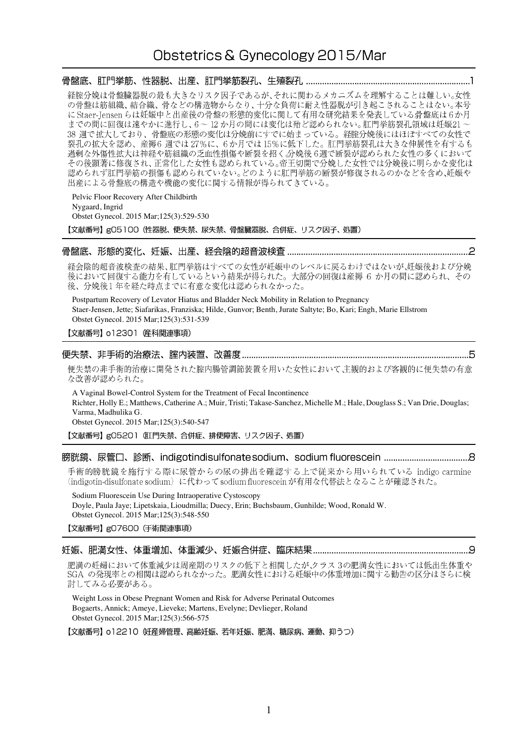# Obstetrics & Gynecology 2015/Mar

## 骨盤底、肛門挙筋、性器脱、出産、肛門挙筋裂孔、生殖裂孔 ......1

経腟分娩は骨盤臓器脱の最も大きなリスク因子であるが、それに関わるメカニズムを理解することは難しい。女性の骨盤は筋組織、結合織、骨などの構造物からなり、十分な負荷に耐え性器脱が引き起こされることはない。本号にStaer-Jensenらは妊娠中と出産後の骨盤の形態的変化に関して有用な研究結果を発表している骨盤底は6か月までの間に回復は速やかに進行し、6～12か月の間には変化は殆ど認められない。肛門挙筋裂孔領域は妊娠21～38週で拡大しており、骨盤底の形態の変化は分娩前にすでに始まっている。経腟分娩後にはほぼすべての女性で裂孔の拡大を認め、産褥6週では27%に、6か月では15%に低下した。肛門挙筋裂孔は大きな伸展性を有するも過剰な外傷性拡大は神経や筋組織の乏血性損傷や断裂を招く。分娩後6週で断裂が認められた女性の多くにおいてその後顕著に修復され、正常化した女性も認められている。帝王切開で分娩した女性では分娩後に明らかな変化は認められず肛門挙筋の損傷も認められていない。どのように肛門挙筋の断裂が修復されるのかなどを含め、妊娠や出産による骨盤底の構造や機能の変化に関する情報が得られてきている。

Pelvic Floor Recovery After Childbirth
Nygaard, Ingrid
Obstet Gynecol. 2015 Mar;125(3):529-530

【文献番号】g05100（性器脱、便失禁、尿失禁、骨盤臓器脱、合併症、リスク因子、処置）

## 骨盤底、形態的変化、妊娠、出産、経会陰的超音波検査 ......2

経会陰的超音波検査の結果、肛門挙筋はすべての女性が妊娠中のレベルに戻るわけではないが、妊娠後および分娩後において回復する能力を有しているという結果が得られた。大部分の回復は産褥6か月の間に認められ、その後、分娩後1年を経た時点までに有意な変化は認められなかった。

Postpartum Recovery of Levator Hiatus and Bladder Neck Mobility in Relation to Pregnancy
Staer-Jensen, Jette; Siafarikas, Franziska; Hilde, Gunvor; Benth, Jurate Saltyte; Bo, Kari; Engh, Marie Ellstrom
Obstet Gynecol. 2015 Mar;125(3):531-539

【文献番号】o12301（産科関連事項）

## 便失禁、非手術的治療法、腟内装置、改善度 ......5

便失禁の非手術的治療に開発された腟内腸管調節装置を用いた女性において、主観的および客観的に便失禁の有意な改善が認められた。

A Vaginal Bowel-Control System for the Treatment of Fecal Incontinence
Richter, Holly E.; Matthews, Catherine A.; Muir, Tristi; Takase-Sanchez, Michelle M.; Hale, Douglass S.; Van Drie, Douglas; Varma, Madhulika G.
Obstet Gynecol. 2015 Mar;125(3):540-547

【文献番号】g05201（肛門失禁、合併症、排便障害、リスク因子、処置）

## 膀胱鏡、尿管口、診断、indigotindisulfonate sodium、sodium fluorescein ......8

手術的膀胱鏡を施行する際に尿管からの尿の排出を確認する上で従来から用いられている indigo carmine（indigotin-disulfonate sodium）に代わって sodium fluorescein が有用な代替法となることが確認された。

Sodium Fluorescein Use During Intraoperative Cystoscopy
Doyle, Paula Jaye; Lipetskaia, Lioudmilla; Duecy, Erin; Buchsbaum, Gunhilde; Wood, Ronald W.
Obstet Gynecol. 2015 Mar;125(3):548-550

【文献番号】g07600（手術関連事項）

## 妊娠、肥満女性、体重増加、体重減少、妊娠合併症、臨床結果 ......9

肥満の妊婦において体重減少は周産期のリスクの低下と相関したが、クラス3の肥満女性においては低出生体重やSGAの発現率との相関は認められなかった。肥満女性における妊娠中の体重増加に関する勧告の区分はさらに検討してみる必要がある。

Weight Loss in Obese Pregnant Women and Risk for Adverse Perinatal Outcomes
Bogaerts, Annick; Ameye, Lieveke; Martens, Evelyne; Devlieger, Roland
Obstet Gynecol. 2015 Mar;125(3):566-575

【文献番号】o12210（妊産婦管理、高齢妊娠、若年妊娠、肥満、糖尿病、運動、抑うつ）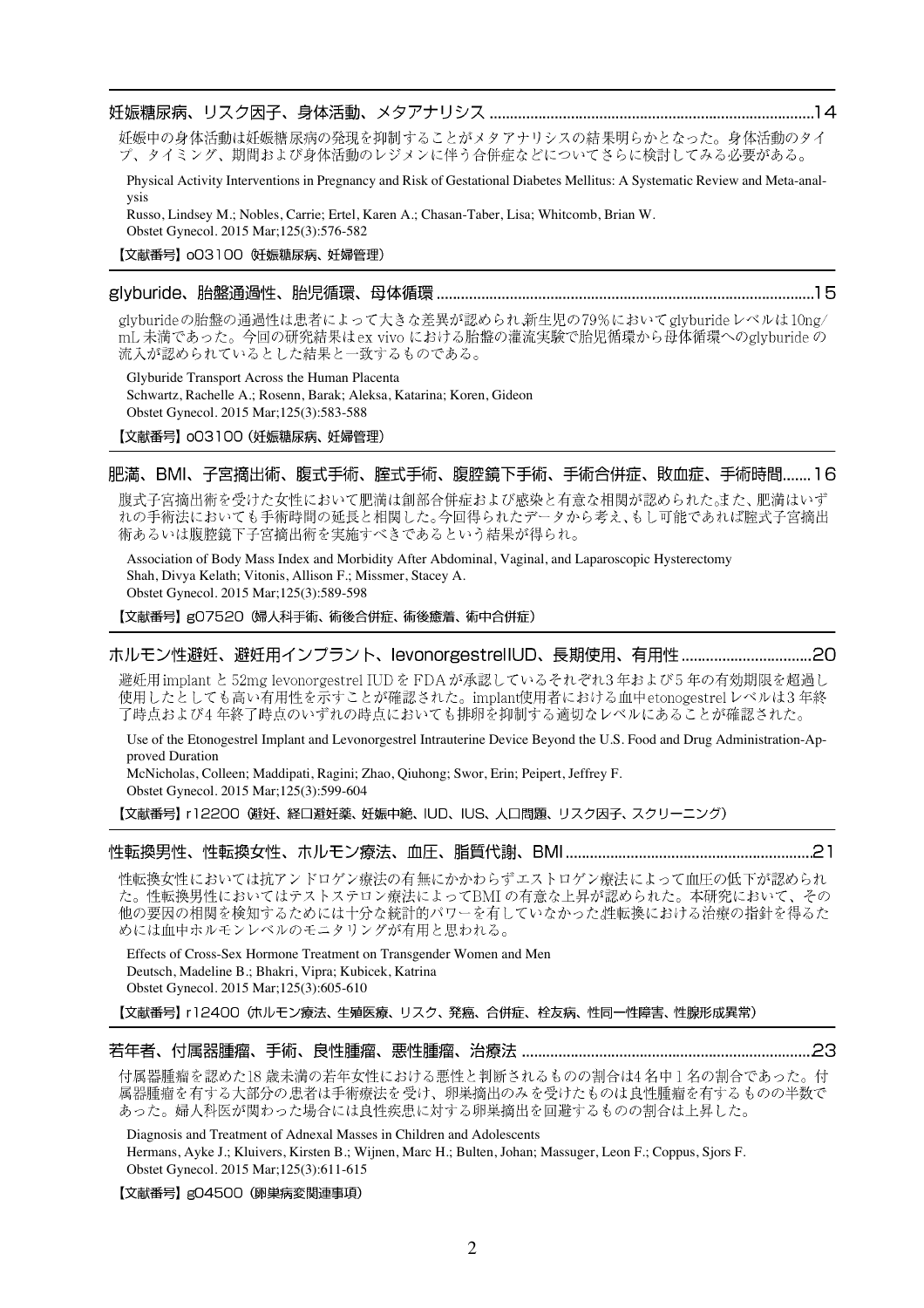## 妊娠糖尿病、リスク因子、身体活動、メタアナリシス ........................................................14

妊娠中の身体活動は妊娠糖尿病の発現を抑制することがメタアナリシスの結果明らかとなった。身体活動のタイプ、タイミング、期間および身体活動のレジメンに伴う合併症などについてさらに検討してみる必要がある。

Physical Activity Interventions in Pregnancy and Risk of Gestational Diabetes Mellitus: A Systematic Review and Meta-analysis
Russo, Lindsey M.; Nobles, Carrie; Ertel, Karen A.; Chasan-Taber, Lisa; Whitcomb, Brian W.
Obstet Gynecol. 2015 Mar;125(3):576-582

【文献番号】o03100（妊娠糖尿病、妊婦管理）

## glyburide、胎盤通過性、胎児循環、母体循環 ........................................................15

glyburideの胎盤の通過性は患者によって大きな差異が認められ,新生児の79%においてglyburideレベルは10ng/mL未満であった。今回の研究結果はex vivoにおける胎盤の灌流実験で胎児循環から母体循環へのglyburideの流入が認められているとした結果と一致するものである。

Glyburide Transport Across the Human Placenta
Schwartz, Rachelle A.; Rosenn, Barak; Aleksa, Katarina; Koren, Gideon
Obstet Gynecol. 2015 Mar;125(3):583-588

【文献番号】o03100（妊娠糖尿病、妊婦管理）

## 肥満、BMI、子宮摘出術、腹式手術、腟式手術、腹腔鏡下手術、手術合併症、敗血症、手術時間.......16

腹式子宮摘出術を受けた女性において肥満は創部合併症および感染と有意な相関が認められた。また、肥満はいずれの手術法においても手術時間の延長と相関した。今回得られたデータから考え、もし可能であれば腟式子宮摘出術あるいは腹腔鏡下子宮摘出術を実施すべきであるという結果が得られ。

Association of Body Mass Index and Morbidity After Abdominal, Vaginal, and Laparoscopic Hysterectomy
Shah, Divya Kelath; Vitonis, Allison F.; Missmer, Stacey A.
Obstet Gynecol. 2015 Mar;125(3):589-598

【文献番号】g07520（婦人科手術、術後合併症、術後癒着、術中合併症）

## ホルモン性避妊、避妊用インプラント、levonorgestrelIUD、長期使用、有用性 ................................20

避妊用implantと52mg levonorgestrel IUDをFDAが承認しているそれぞれ3年および5年の有効期限を超過し使用したとしても高い有用性を示すことが確認された。implant使用者における血中etonogestrelレベルは3年終了時点および4年終了時点のいずれの時点においても排卵を抑制する適切なレベルにあることが確認された。

Use of the Etonogestrel Implant and Levonorgestrel Intrauterine Device Beyond the U.S. Food and Drug Administration-Approved Duration
McNicholas, Colleen; Maddipati, Ragini; Zhao, Qiuhong; Swor, Erin; Peipert, Jeffrey F.
Obstet Gynecol. 2015 Mar;125(3):599-604

【文献番号】r12200（避妊、経口避妊薬、妊娠中絶、IUD、IUS、人口問題、リスク因子、スクリーニング）

## 性転換男性、性転換女性、ホルモン療法、血圧、脂質代謝、BMI ........................................................21

性転換女性においては抗アンドロゲン療法の有無にかかわらずエストロゲン療法によって血圧の低下が認められた。性転換男性においてはテストステロン療法によってBMIの有意な上昇が認められた。本研究において、その他の要因の相関を検知するためには十分な統計的パワーを有していなかった.性転換における治療の指針を得るためには血中ホルモンレベルのモニタリングが有用と思われる。

Effects of Cross-Sex Hormone Treatment on Transgender Women and Men
Deutsch, Madeline B.; Bhakri, Vipra; Kubicek, Katrina
Obstet Gynecol. 2015 Mar;125(3):605-610

【文献番号】r12400（ホルモン療法、生殖医療、リスク、発癌、合併症、栓友病、性同一性障害、性腺形成異常）

## 若年者、付属器腫瘤、手術、良性腫瘤、悪性腫瘤、治療法 ........................................................23

付属器腫瘤を認めた18歳未満の若年女性における悪性と判断されるものの割合は4名中1名の割合であった。付属器腫瘤を有する大部分の患者は手術療法を受け、卵巣摘出のみを受けたものは良性腫瘤を有するものの半数であった。婦人科医が関わった場合には良性疾患に対する卵巣摘出を回避するものの割合は上昇した。

Diagnosis and Treatment of Adnexal Masses in Children and Adolescents
Hermans, Ayke J.; Kluivers, Kirsten B.; Wijnen, Marc H.; Bulten, Johan; Massuger, Leon F.; Coppus, Sjors F.
Obstet Gynecol. 2015 Mar;125(3):611-615

【文献番号】g04500（卵巣病変関連事項）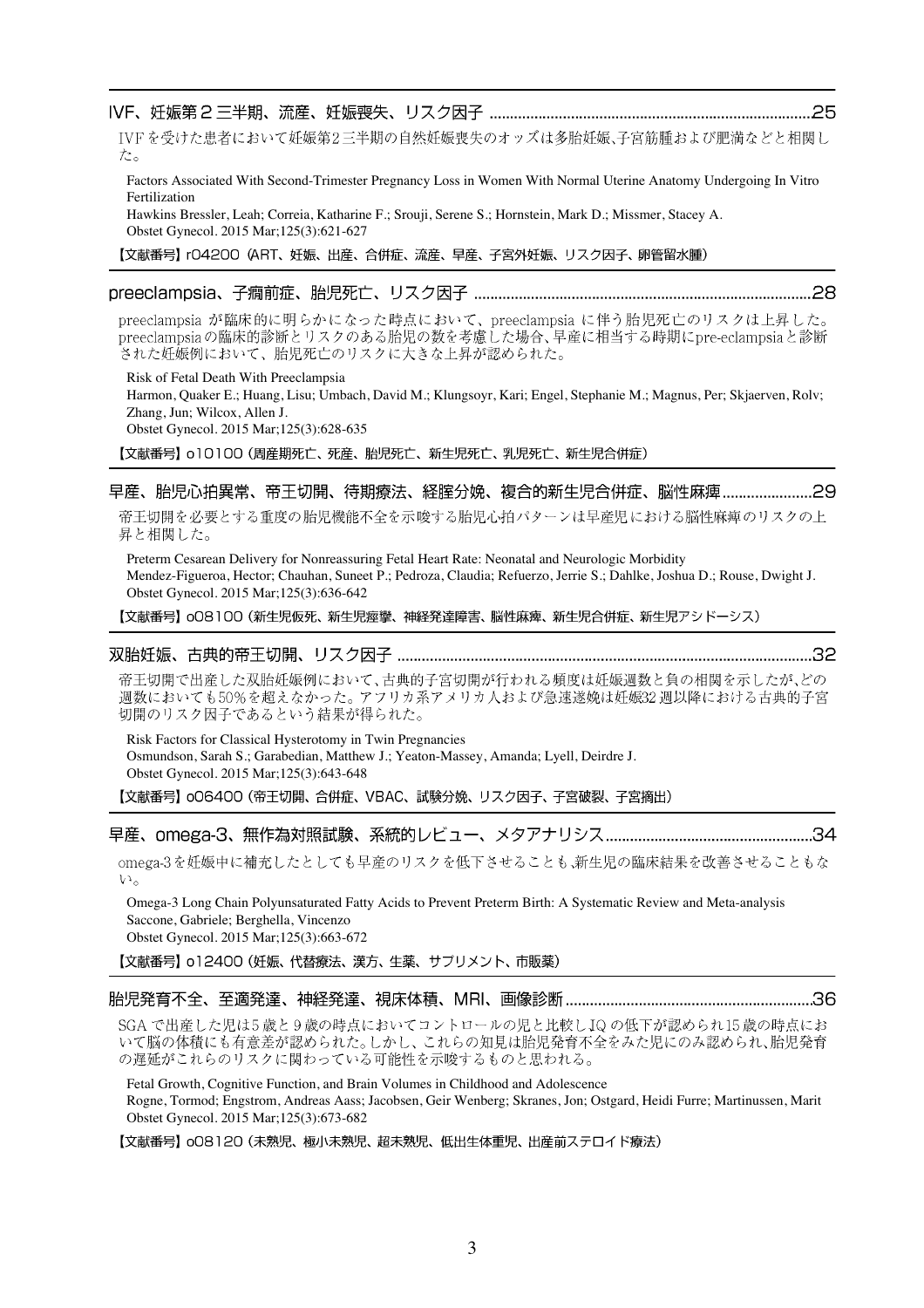## IVF、妊娠第２三半期、流産、妊娠喪失、リスク因子 ..............................................................................25

IVFを受けた患者において妊娠第2三半期の自然妊娠喪失のオッズは多胎妊娠、子宮筋腫および肥満などと相関した。

Factors Associated With Second-Trimester Pregnancy Loss in Women With Normal Uterine Anatomy Undergoing In Vitro Fertilization
Hawkins Bressler, Leah; Correia, Katharine F.; Srouji, Serene S.; Hornstein, Mark D.; Missmer, Stacey A.
Obstet Gynecol. 2015 Mar;125(3):621-627

【文献番号】r04200（ART、妊娠、出産、合併症、流産、早産、子宮外妊娠、リスク因子、卵管留水腫）

## preeclampsia、子癇前症、胎児死亡、リスク因子 ..................................................................................28

preeclampsia が臨床的に明らかになった時点において、preeclampsia に伴う胎児死亡のリスクは上昇した。preeclampsiaの臨床的診断とリスクのある胎児の数を考慮した場合、早産に相当する時期にpre-eclampsiaと診断された妊娠例において、胎児死亡のリスクに大きな上昇が認められた。

Risk of Fetal Death With Preeclampsia
Harmon, Quaker E.; Huang, Lisu; Umbach, David M.; Klungsoyr, Kari; Engel, Stephanie M.; Magnus, Per; Skjaerven, Rolv; Zhang, Jun; Wilcox, Allen J.
Obstet Gynecol. 2015 Mar;125(3):628-635

【文献番号】o10100（周産期死亡、死産、胎児死亡、新生児死亡、乳児死亡、新生児合併症）

## 早産、胎児心拍異常、帝王切開、待期療法、経膣分娩、複合的新生児合併症、脳性麻痺......................29

帝王切開を必要とする重度の胎児機能不全を示唆する胎児心拍パターンは早産児における脳性麻痺のリスクの上昇と相関した。

Preterm Cesarean Delivery for Nonreassuring Fetal Heart Rate: Neonatal and Neurologic Morbidity
Mendez-Figueroa, Hector; Chauhan, Suneet P.; Pedroza, Claudia; Refuerzo, Jerrie S.; Dahlke, Joshua D.; Rouse, Dwight J.
Obstet Gynecol. 2015 Mar;125(3):636-642

【文献番号】o08100（新生児仮死、新生児痙攣、神経発達障害、脳性麻痺、新生児合併症、新生児アシドーシス）

## 双胎妊娠、古典的帝王切開、リスク因子 ....................................................................................................32

帝王切開で出産した双胎妊娠例において、古典的子宮切開が行われる頻度は妊娠週数と負の相関を示したが、どの週数においても50%を超えなかった。アフリカ系アメリカ人および急速遂娩は妊娠32 週以降における古典的子宮切開のリスク因子であるという結果が得られた。

Risk Factors for Classical Hysterotomy in Twin Pregnancies
Osmundson, Sarah S.; Garabedian, Matthew J.; Yeaton-Massey, Amanda; Lyell, Deirdre J.
Obstet Gynecol. 2015 Mar;125(3):643-648

【文献番号】o06400（帝王切開、合併症、VBAC、試験分娩、リスク因子、子宮破裂、子宮摘出）

## 早産、omega-3、無作為対照試験、系統的レビュー、メタアナリシス..................................................34

omega-3を妊娠中に補充したとしても早産のリスクを低下させることも,新生児の臨床結果を改善させることもない。

Omega-3 Long Chain Polyunsaturated Fatty Acids to Prevent Preterm Birth: A Systematic Review and Meta-analysis
Saccone, Gabriele; Berghella, Vincenzo
Obstet Gynecol. 2015 Mar;125(3):663-672

【文献番号】o12400（妊娠、代替療法、漢方、生薬、サプリメント、市販薬）

## 胎児発育不全、至適発達、神経発達、視床体積、MRI、画像診断..........................................................36

SGAで出産した児は5歳と9歳の時点においてコントロールの児と比較しIQの低下が認められ15歳の時点において脳の体積にも有意差が認められた。しかし、これらの知見は胎児発育不全をみた児にのみ認められ、胎児発育の遅延がこれらのリスクに関わっている可能性を示唆するものと思われる。

Fetal Growth, Cognitive Function, and Brain Volumes in Childhood and Adolescence
Rogne, Tormod; Engstrom, Andreas Aass; Jacobsen, Geir Wenberg; Skranes, Jon; Ostgard, Heidi Furre; Martinussen, Marit
Obstet Gynecol. 2015 Mar;125(3):673-682

【文献番号】o08120（未熟児、極小未熟児、超未熟児、低出生体重児、出産前ステロイド療法）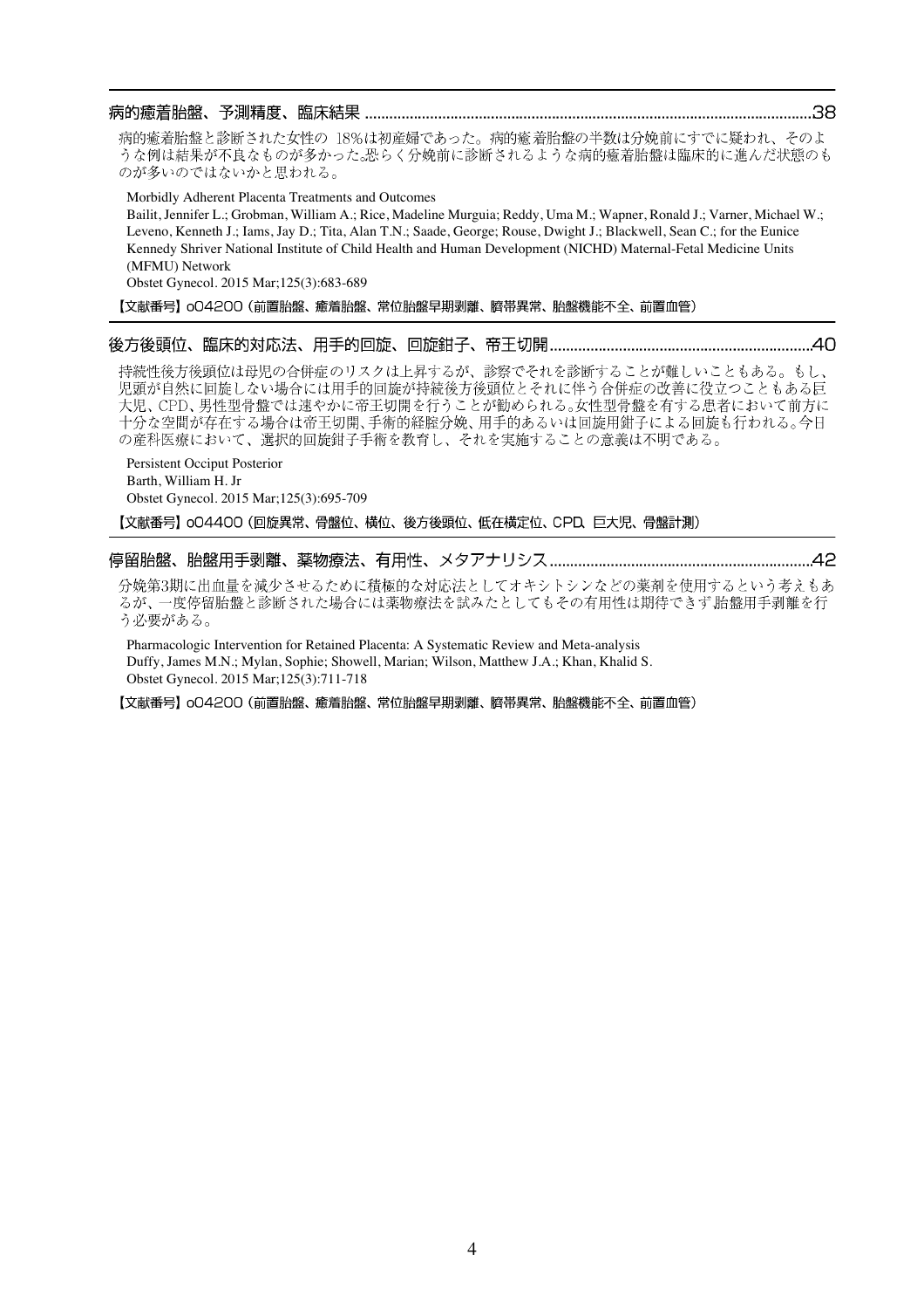## 病的癒着胎盤、予測精度、臨床結果 ............................................................................................................38

病的癒着胎盤と診断された女性の 18%は初産婦であった。病的癒着胎盤の半数は分娩前にすでに疑われ、そのような例は結果が不良なものが多かった｡恐らく分娩前に診断されるような病的癒着胎盤は臨床的に進んだ状態のものが多いのではないかと思われる。

Morbidly Adherent Placenta Treatments and Outcomes
Bailit, Jennifer L.; Grobman, William A.; Rice, Madeline Murguia; Reddy, Uma M.; Wapner, Ronald J.; Varner, Michael W.; Leveno, Kenneth J.; Iams, Jay D.; Tita, Alan T.N.; Saade, George; Rouse, Dwight J.; Blackwell, Sean C.; for the Eunice Kennedy Shriver National Institute of Child Health and Human Development (NICHD) Maternal-Fetal Medicine Units (MFMU) Network
Obstet Gynecol. 2015 Mar;125(3):683-689

【文献番号】o04200（前置胎盤、癒着胎盤、常位胎盤早期剥離、臍帯異常、胎盤機能不全、前置血管）

## 後方後頭位、臨床的対応法、用手的回旋、回旋鉗子、帝王切開.................................................................40

持続性後方後頭位は母児の合併症のリスクは上昇するが、診察でそれを診断することが難しいこともある。もし、児頭が自然に回旋しない場合には用手的回旋が持続後方後頭位とそれに伴う合併症の改善に役立つこともある巨大児、CPD、男性型骨盤では速やかに帝王切開を行うことが勧められる｡女性型骨盤を有する患者において前方に十分な空間が存在する場合は帝王切開､手術的経腟分娩、用手的あるいは回旋用鉗子による回旋も行われる｡今日の産科医療において、選択的回旋鉗子手術を教育し、それを実施することの意義は不明である。

Persistent Occiput Posterior
Barth, William H. Jr
Obstet Gynecol. 2015 Mar;125(3):695-709

【文献番号】o04400（回旋異常、骨盤位、横位、後方後頭位、低在横定位、CPD、巨大児、骨盤計測）

## 停留胎盤、胎盤用手剥離、薬物療法、有用性、メタアナリシス.................................................................42

分娩第3期に出血量を減少させるために積極的な対応法としてオキシトシンなどの薬剤を使用するという考えもあるが、一度停留胎盤と診断された場合には薬物療法を試みたとしてもその有用性は期待できず､胎盤用手剥離を行う必要がある。

Pharmacologic Intervention for Retained Placenta: A Systematic Review and Meta-analysis
Duffy, James M.N.; Mylan, Sophie; Showell, Marian; Wilson, Matthew J.A.; Khan, Khalid S.
Obstet Gynecol. 2015 Mar;125(3):711-718

【文献番号】o04200（前置胎盤、癒着胎盤、常位胎盤早期剥離、臍帯異常、胎盤機能不全、前置血管）